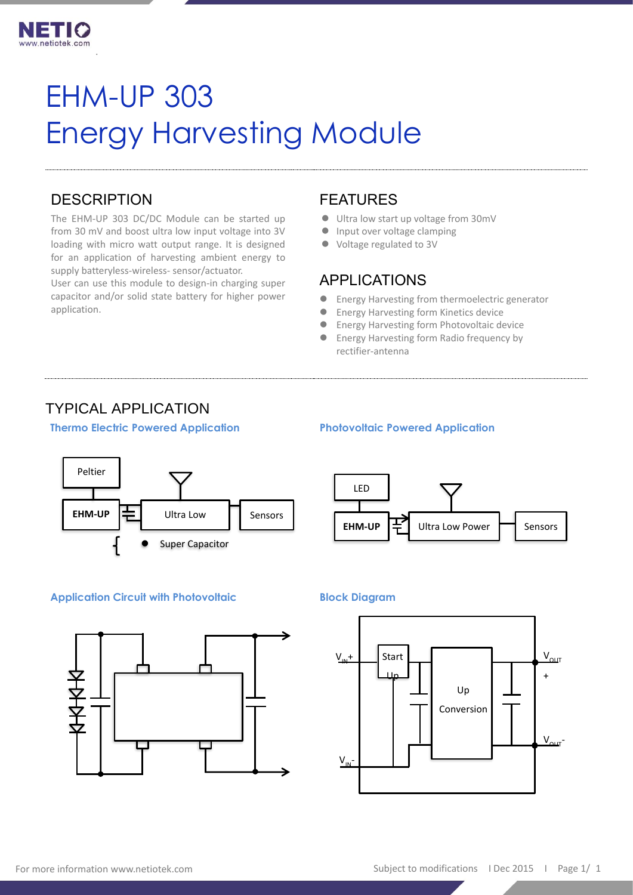# EHM-UP 303
# Energy Harvesting Module

## DESCRIPTION

The EHM-UP 303 DC/DC Module can be started up from 30 mV and boost ultra low input voltage into 3V loading with micro watt output range. It is designed for an application of harvesting ambient energy to supply batteryless-wireless- sensor/actuator.
User can use this module to design-in charging super capacitor and/or solid state battery for higher power application.

## FEATURES

- Ultra low start up voltage from 30mV
- Input over voltage clamping
- Voltage regulated to 3V

## APPLICATIONS

- Energy Harvesting from thermoelectric generator
- Energy Harvesting form Kinetics device
- Energy Harvesting form Photovoltaic device
- Energy Harvesting form Radio frequency by rectifier-antenna

## TYPICAL APPLICATION

### Thermo Electric Powered Application

Peltier

EHM-UP — Ultra Low — Sensors

Super Capacitor

### Photovoltaic Powered Application

LED

EHM-UP — Ultra Low Power — Sensors

### Application Circuit with Photovoltaic

### Block Diagram

$V_{IN}$+ — Start Up — Up Conversion — $V_{OUT}$ +

$V_{IN}$- — $V_{OUT}$-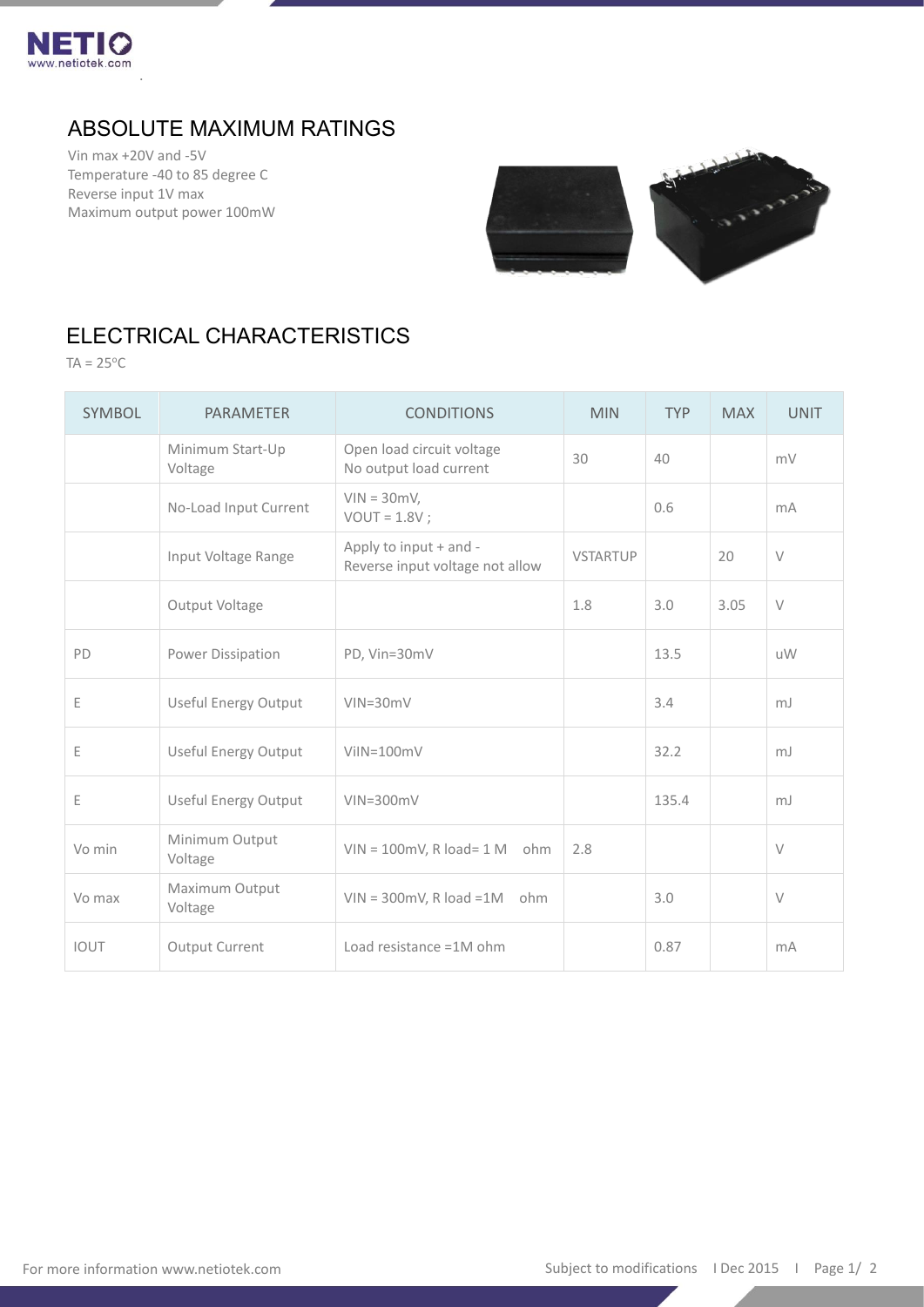## ABSOLUTE MAXIMUM RATINGS

Vin max +20V and -5V
Temperature -40 to 85 degree C
Reverse input 1V max
Maximum output power 100mW

## ELECTRICAL CHARACTERISTICS

TA = 25°C

| SYMBOL | PARAMETER | CONDITIONS | MIN | TYP | MAX | UNIT |
|---|---|---|---|---|---|---|
| | Minimum Start-Up Voltage | Open load circuit voltage<br>No output load current | 30 | 40 | | mV |
| | No-Load Input Current | VIN = 30mV,<br>VOUT = 1.8V ; | | 0.6 | | mA |
| | Input Voltage Range | Apply to input + and -<br>Reverse input voltage not allow | VSTARTUP | | 20 | V |
| | Output Voltage | | 1.8 | 3.0 | 3.05 | V |
| PD | Power Dissipation | PD, Vin=30mV | | 13.5 | | uW |
| E | Useful Energy Output | VIN=30mV | | 3.4 | | mJ |
| E | Useful Energy Output | ViIN=100mV | | 32.2 | | mJ |
| E | Useful Energy Output | VIN=300mV | | 135.4 | | mJ |
| Vo min | Minimum Output Voltage | VIN = 100mV, R load= 1 M ohm | 2.8 | | | V |
| Vo max | Maximum Output Voltage | VIN = 300mV, R load =1M ohm | | 3.0 | | V |
| IOUT | Output Current | Load resistance =1M ohm | | 0.87 | | mA |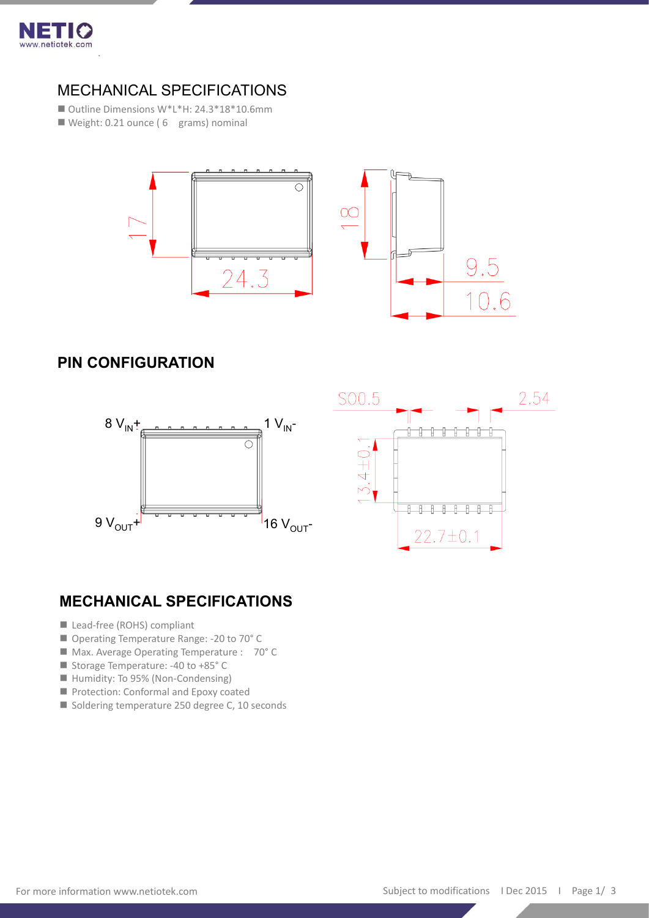## MECHANICAL SPECIFICATIONS

- Outline Dimensions W*L*H: 24.3*18*10.6mm
- Weight: 0.21 ounce ( 6 grams) nominal

17

24.3

18

9.5

10.6

## PIN CONFIGURATION

8 $V_{IN}+$

1 $V_{IN}-$

9 $V_{OUT}+$

16 $V_{OUT}-$

S00.5

2.54

13.4±0.1

22.7±0.1

## MECHANICAL SPECIFICATIONS

- Lead-free (ROHS) compliant
- Operating Temperature Range: -20 to 70° C
- Max. Average Operating Temperature : 70° C
- Storage Temperature: -40 to +85° C
- Humidity: To 95% (Non-Condensing)
- Protection: Conformal and Epoxy coated
- Soldering temperature 250 degree C, 10 seconds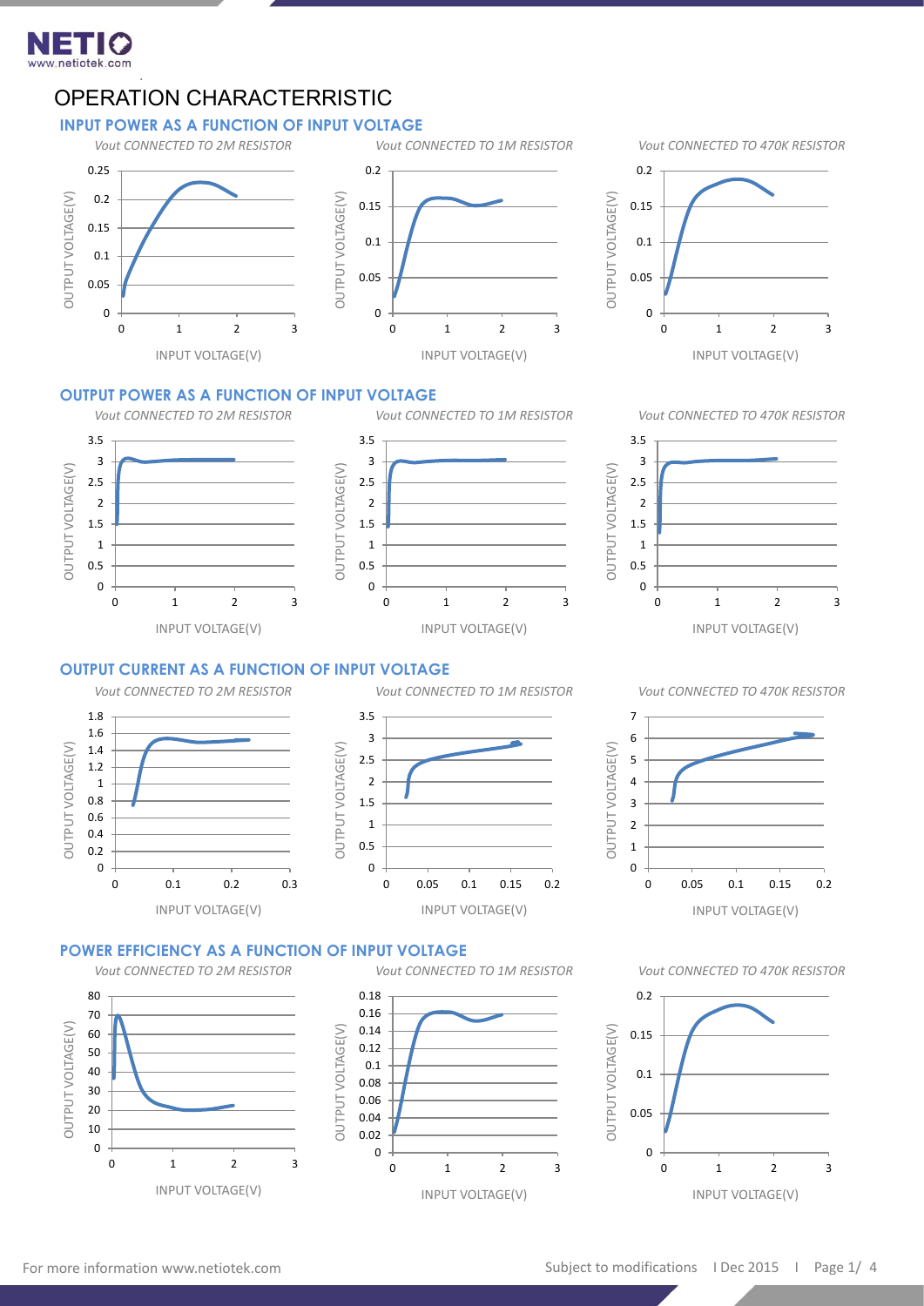# OPERATION CHARACTERRISTIC

## INPUT POWER AS A FUNCTION OF INPUT VOLTAGE

*Vout CONNECTED TO 2M RESISTOR*

OUTPUT VOLTAGE(V)
0.25
0.2
0.15
0.1
0.05
0
0 1 2 3
INPUT VOLTAGE(V)

*Vout CONNECTED TO 1M RESISTOR*

OUTPUT VOLTAGE(V)
0.2
0.15
0.1
0.05
0
0 1 2 3
INPUT VOLTAGE(V)

*Vout CONNECTED TO 470K RESISTOR*

OUTPUT VOLTAGE(V)
0.2
0.15
0.1
0.05
0
0 1 2 3
INPUT VOLTAGE(V)

## OUTPUT POWER AS A FUNCTION OF INPUT VOLTAGE

*Vout CONNECTED TO 2M RESISTOR*

OUTPUT VOLTAGE(V)
3.5
3
2.5
2
1.5
1
0.5
0
0 1 2 3
INPUT VOLTAGE(V)

*Vout CONNECTED TO 1M RESISTOR*

OUTPUT VOLTAGE(V)
3.5
3
2.5
2
1.5
1
0.5
0
0 1 2 3
INPUT VOLTAGE(V)

*Vout CONNECTED TO 470K RESISTOR*

OUTPUT VOLTAGE(V)
3.5
3
2.5
2
1.5
1
0.5
0
0 1 2 3
INPUT VOLTAGE(V)

## OUTPUT CURRENT AS A FUNCTION OF INPUT VOLTAGE

*Vout CONNECTED TO 2M RESISTOR*

OUTPUT VOLTAGE(V)
1.8
1.6
1.4
1.2
1
0.8
0.6
0.4
0.2
0
0 0.1 0.2 0.3
INPUT VOLTAGE(V)

*Vout CONNECTED TO 1M RESISTOR*

OUTPUT VOLTAGE(V)
3.5
3
2.5
2
1.5
1
0.5
0
0 0.05 0.1 0.15 0.2
INPUT VOLTAGE(V)

*Vout CONNECTED TO 470K RESISTOR*

OUTPUT VOLTAGE(V)
7
6
5
4
3
2
1
0
0 0.05 0.1 0.15 0.2
INPUT VOLTAGE(V)

## POWER EFFICIENCY AS A FUNCTION OF INPUT VOLTAGE

*Vout CONNECTED TO 2M RESISTOR*

OUTPUT VOLTAGE(V)
80
70
60
50
40
30
20
10
0
0 1 2 3
INPUT VOLTAGE(V)

*Vout CONNECTED TO 1M RESISTOR*

OUTPUT VOLTAGE(V)
0.18
0.16
0.14
0.12
0.1
0.08
0.06
0.04
0.02
0
0 1 2 3
INPUT VOLTAGE(V)

*Vout CONNECTED TO 470K RESISTOR*

OUTPUT VOLTAGE(V)
0.2
0.15
0.1
0.05
0
0 1 2 3
INPUT VOLTAGE(V)

For more information www.netiotek.com

Subject to modifications I Dec 2015